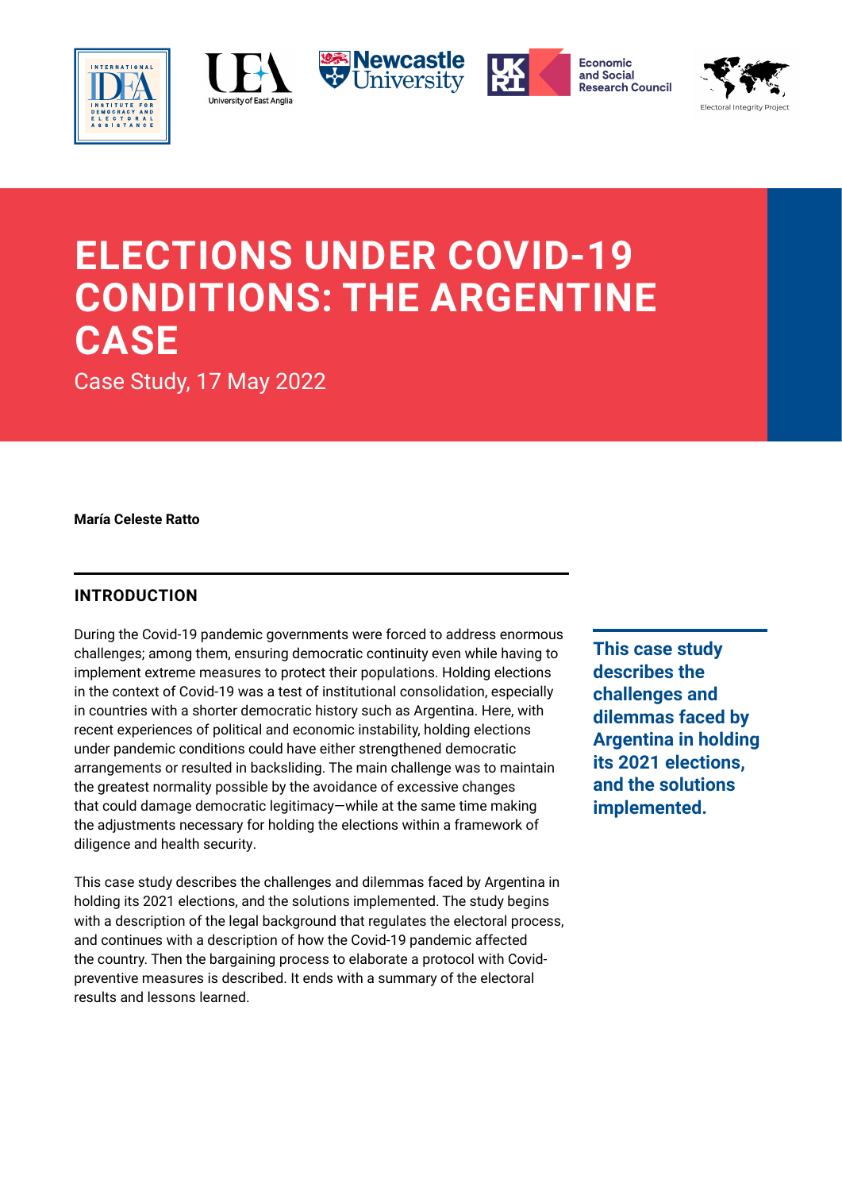# ELECTIONS UNDER COVID-19 CONDITIONS: THE ARGENTINE CASE

Case Study, 17 May 2022

**María Celeste Ratto**

## INTRODUCTION

During the Covid-19 pandemic governments were forced to address enormous challenges; among them, ensuring democratic continuity even while having to implement extreme measures to protect their populations. Holding elections in the context of Covid-19 was a test of institutional consolidation, especially in countries with a shorter democratic history such as Argentina. Here, with recent experiences of political and economic instability, holding elections under pandemic conditions could have either strengthened democratic arrangements or resulted in backsliding. The main challenge was to maintain the greatest normality possible by the avoidance of excessive changes that could damage democratic legitimacy—while at the same time making the adjustments necessary for holding the elections within a framework of diligence and health security.

**This case study describes the challenges and dilemmas faced by Argentina in holding its 2021 elections, and the solutions implemented.**

This case study describes the challenges and dilemmas faced by Argentina in holding its 2021 elections, and the solutions implemented. The study begins with a description of the legal background that regulates the electoral process, and continues with a description of how the Covid-19 pandemic affected the country. Then the bargaining process to elaborate a protocol with Covid-preventive measures is described. It ends with a summary of the electoral results and lessons learned.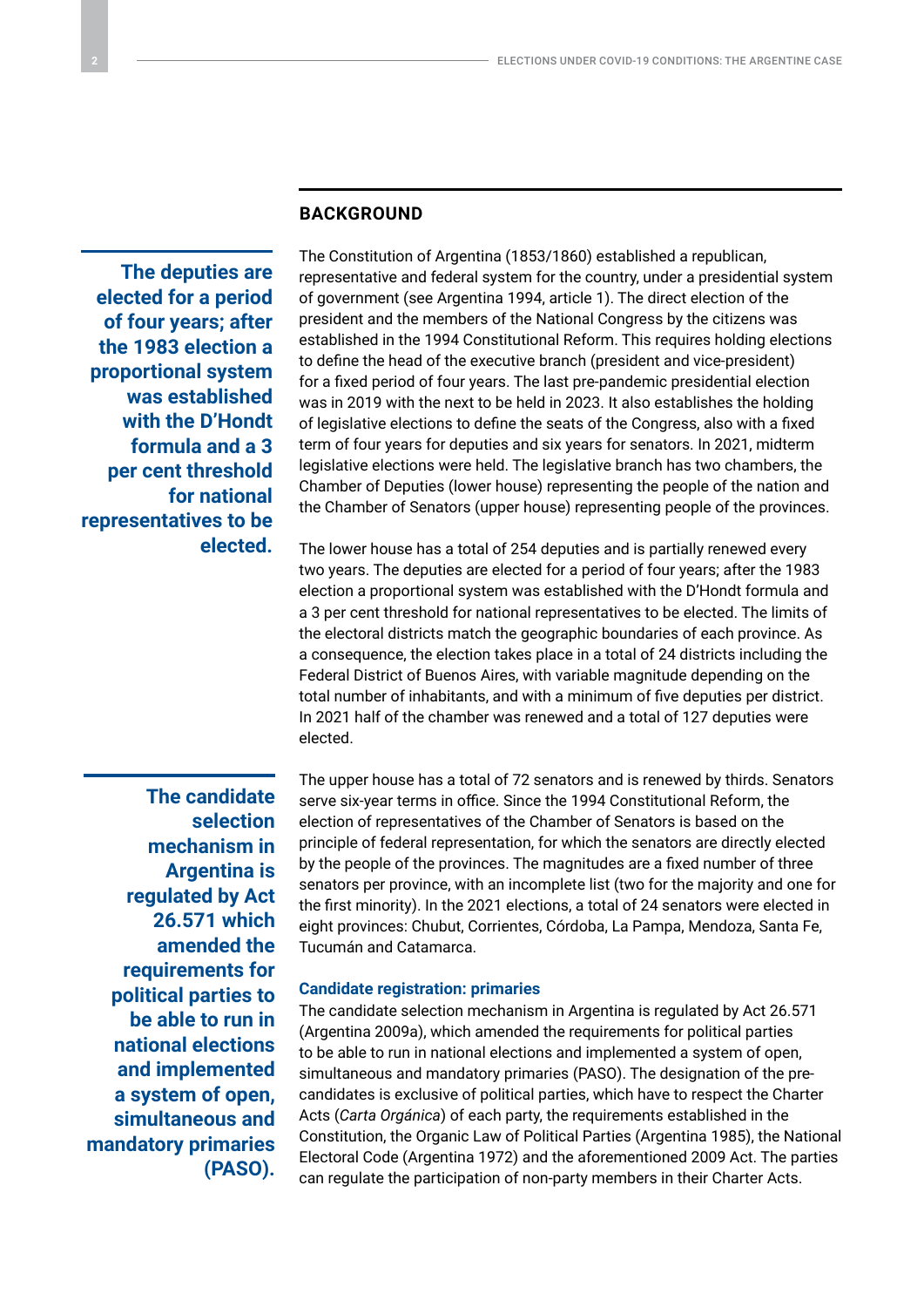## BACKGROUND

> **The deputies are elected for a period of four years; after the 1983 election a proportional system was established with the D'Hondt formula and a 3 per cent threshold for national representatives to be elected.**

The Constitution of Argentina (1853/1860) established a republican, representative and federal system for the country, under a presidential system of government (see Argentina 1994, article 1). The direct election of the president and the members of the National Congress by the citizens was established in the 1994 Constitutional Reform. This requires holding elections to define the head of the executive branch (president and vice-president) for a fixed period of four years. The last pre-pandemic presidential election was in 2019 with the next to be held in 2023. It also establishes the holding of legislative elections to define the seats of the Congress, also with a fixed term of four years for deputies and six years for senators. In 2021, midterm legislative elections were held. The legislative branch has two chambers, the Chamber of Deputies (lower house) representing the people of the nation and the Chamber of Senators (upper house) representing people of the provinces.

The lower house has a total of 254 deputies and is partially renewed every two years. The deputies are elected for a period of four years; after the 1983 election a proportional system was established with the D'Hondt formula and a 3 per cent threshold for national representatives to be elected. The limits of the electoral districts match the geographic boundaries of each province. As a consequence, the election takes place in a total of 24 districts including the Federal District of Buenos Aires, with variable magnitude depending on the total number of inhabitants, and with a minimum of five deputies per district. In 2021 half of the chamber was renewed and a total of 127 deputies were elected.

> **The candidate selection mechanism in Argentina is regulated by Act 26.571 which amended the requirements for political parties to be able to run in national elections and implemented a system of open, simultaneous and mandatory primaries (PASO).**

The upper house has a total of 72 senators and is renewed by thirds. Senators serve six-year terms in office. Since the 1994 Constitutional Reform, the election of representatives of the Chamber of Senators is based on the principle of federal representation, for which the senators are directly elected by the people of the provinces. The magnitudes are a fixed number of three senators per province, with an incomplete list (two for the majority and one for the first minority). In the 2021 elections, a total of 24 senators were elected in eight provinces: Chubut, Corrientes, Córdoba, La Pampa, Mendoza, Santa Fe, Tucumán and Catamarca.

### Candidate registration: primaries

The candidate selection mechanism in Argentina is regulated by Act 26.571 (Argentina 2009a), which amended the requirements for political parties to be able to run in national elections and implemented a system of open, simultaneous and mandatory primaries (PASO). The designation of the pre-candidates is exclusive of political parties, which have to respect the Charter Acts (*Carta Orgánica*) of each party, the requirements established in the Constitution, the Organic Law of Political Parties (Argentina 1985), the National Electoral Code (Argentina 1972) and the aforementioned 2009 Act. The parties can regulate the participation of non-party members in their Charter Acts.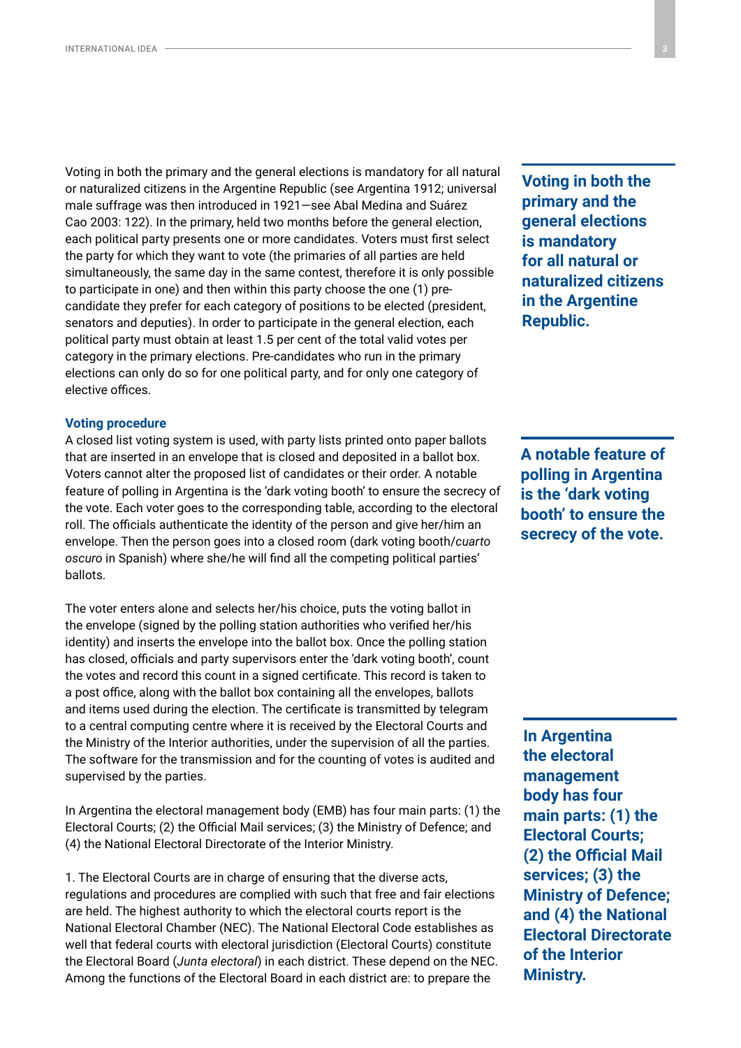Voting in both the primary and the general elections is mandatory for all natural or naturalized citizens in the Argentine Republic (see Argentina 1912; universal male suffrage was then introduced in 1921—see Abal Medina and Suárez Cao 2003: 122). In the primary, held two months before the general election, each political party presents one or more candidates. Voters must first select the party for which they want to vote (the primaries of all parties are held simultaneously, the same day in the same contest, therefore it is only possible to participate in one) and then within this party choose the one (1) pre-candidate they prefer for each category of positions to be elected (president, senators and deputies). In order to participate in the general election, each political party must obtain at least 1.5 per cent of the total valid votes per category in the primary elections. Pre-candidates who run in the primary elections can only do so for one political party, and for only one category of elective offices.

**Voting in both the primary and the general elections is mandatory for all natural or naturalized citizens in the Argentine Republic.**

### Voting procedure

A closed list voting system is used, with party lists printed onto paper ballots that are inserted in an envelope that is closed and deposited in a ballot box. Voters cannot alter the proposed list of candidates or their order. A notable feature of polling in Argentina is the 'dark voting booth' to ensure the secrecy of the vote. Each voter goes to the corresponding table, according to the electoral roll. The officials authenticate the identity of the person and give her/him an envelope. Then the person goes into a closed room (dark voting booth/*cuarto oscuro* in Spanish) where she/he will find all the competing political parties' ballots.

**A notable feature of polling in Argentina is the 'dark voting booth' to ensure the secrecy of the vote.**

The voter enters alone and selects her/his choice, puts the voting ballot in the envelope (signed by the polling station authorities who verified her/his identity) and inserts the envelope into the ballot box. Once the polling station has closed, officials and party supervisors enter the 'dark voting booth', count the votes and record this count in a signed certificate. This record is taken to a post office, along with the ballot box containing all the envelopes, ballots and items used during the election. The certificate is transmitted by telegram to a central computing centre where it is received by the Electoral Courts and the Ministry of the Interior authorities, under the supervision of all the parties. The software for the transmission and for the counting of votes is audited and supervised by the parties.

In Argentina the electoral management body (EMB) has four main parts: (1) the Electoral Courts; (2) the Official Mail services; (3) the Ministry of Defence; and (4) the National Electoral Directorate of the Interior Ministry.

**In Argentina the electoral management body has four main parts: (1) the Electoral Courts; (2) the Official Mail services; (3) the Ministry of Defence; and (4) the National Electoral Directorate of the Interior Ministry.**

1. The Electoral Courts are in charge of ensuring that the diverse acts, regulations and procedures are complied with such that free and fair elections are held. The highest authority to which the electoral courts report is the National Electoral Chamber (NEC). The National Electoral Code establishes as well that federal courts with electoral jurisdiction (Electoral Courts) constitute the Electoral Board (*Junta electoral*) in each district. These depend on the NEC. Among the functions of the Electoral Board in each district are: to prepare the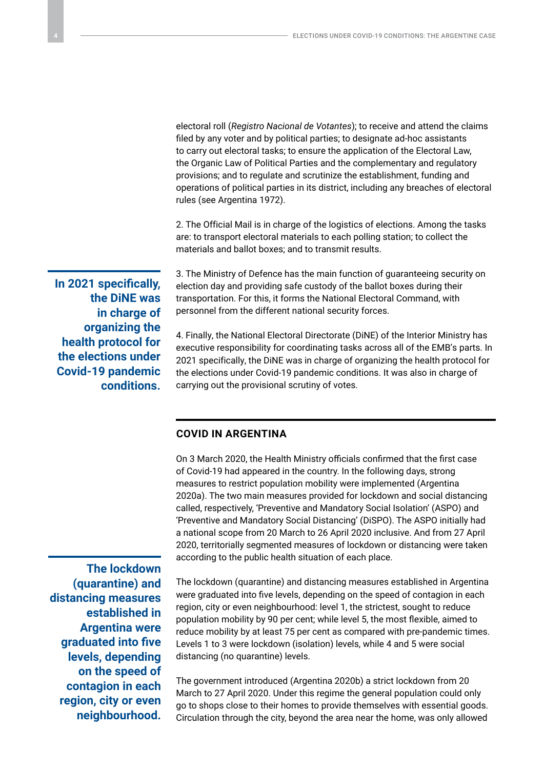electoral roll (*Registro Nacional de Votantes*); to receive and attend the claims filed by any voter and by political parties; to designate ad-hoc assistants to carry out electoral tasks; to ensure the application of the Electoral Law, the Organic Law of Political Parties and the complementary and regulatory provisions; and to regulate and scrutinize the establishment, funding and operations of political parties in its district, including any breaches of electoral rules (see Argentina 1972).

2. The Official Mail is in charge of the logistics of elections. Among the tasks are: to transport electoral materials to each polling station; to collect the materials and ballot boxes; and to transmit results.

**In 2021 specifically, the DiNE was in charge of organizing the health protocol for the elections under Covid-19 pandemic conditions.**

3. The Ministry of Defence has the main function of guaranteeing security on election day and providing safe custody of the ballot boxes during their transportation. For this, it forms the National Electoral Command, with personnel from the different national security forces.

4. Finally, the National Electoral Directorate (DiNE) of the Interior Ministry has executive responsibility for coordinating tasks across all of the EMB's parts. In 2021 specifically, the DiNE was in charge of organizing the health protocol for the elections under Covid-19 pandemic conditions. It was also in charge of carrying out the provisional scrutiny of votes.

## COVID IN ARGENTINA

On 3 March 2020, the Health Ministry officials confirmed that the first case of Covid-19 had appeared in the country. In the following days, strong measures to restrict population mobility were implemented (Argentina 2020a). The two main measures provided for lockdown and social distancing called, respectively, 'Preventive and Mandatory Social Isolation' (ASPO) and 'Preventive and Mandatory Social Distancing' (DiSPO). The ASPO initially had a national scope from 20 March to 26 April 2020 inclusive. And from 27 April 2020, territorially segmented measures of lockdown or distancing were taken according to the public health situation of each place.

**The lockdown (quarantine) and distancing measures established in Argentina were graduated into five levels, depending on the speed of contagion in each region, city or even neighbourhood.**

The lockdown (quarantine) and distancing measures established in Argentina were graduated into five levels, depending on the speed of contagion in each region, city or even neighbourhood: level 1, the strictest, sought to reduce population mobility by 90 per cent; while level 5, the most flexible, aimed to reduce mobility by at least 75 per cent as compared with pre-pandemic times. Levels 1 to 3 were lockdown (isolation) levels, while 4 and 5 were social distancing (no quarantine) levels.

The government introduced (Argentina 2020b) a strict lockdown from 20 March to 27 April 2020. Under this regime the general population could only go to shops close to their homes to provide themselves with essential goods. Circulation through the city, beyond the area near the home, was only allowed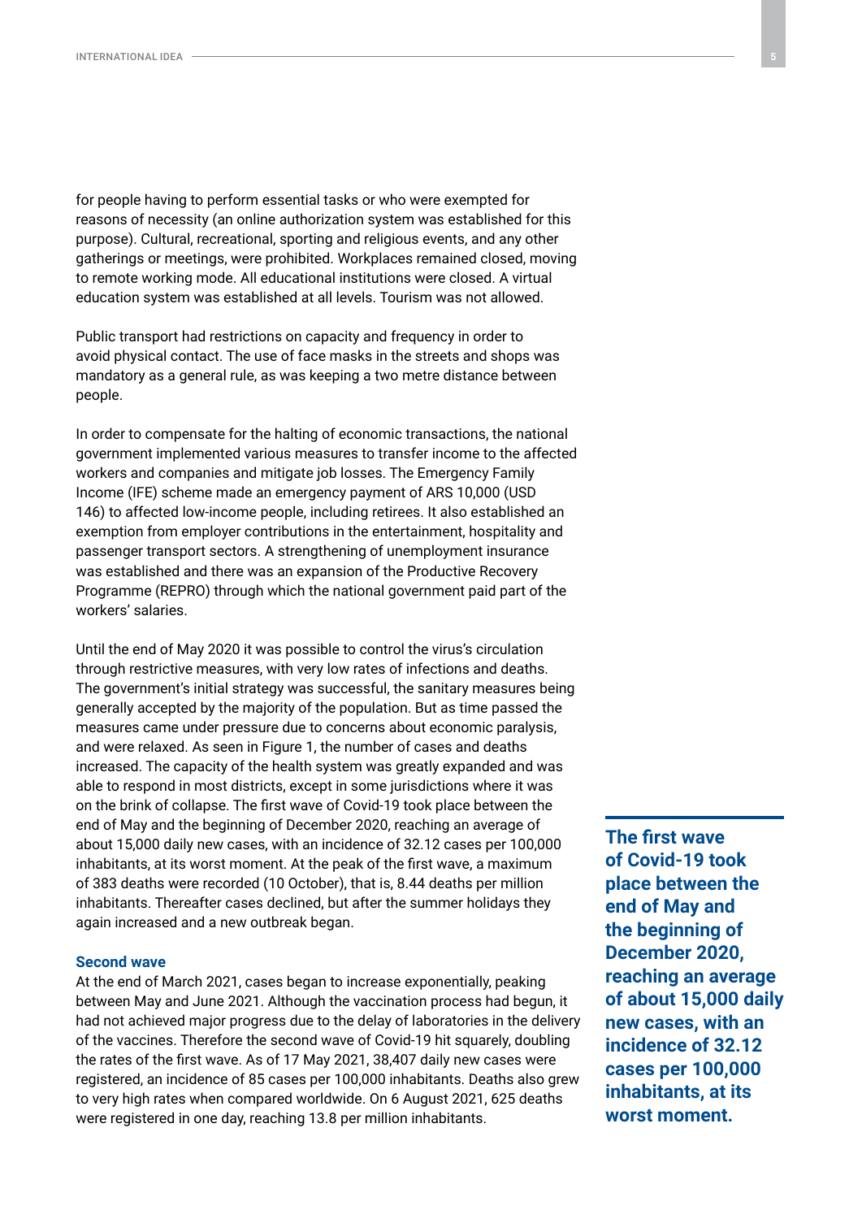for people having to perform essential tasks or who were exempted for reasons of necessity (an online authorization system was established for this purpose). Cultural, recreational, sporting and religious events, and any other gatherings or meetings, were prohibited. Workplaces remained closed, moving to remote working mode. All educational institutions were closed. A virtual education system was established at all levels. Tourism was not allowed.

Public transport had restrictions on capacity and frequency in order to avoid physical contact. The use of face masks in the streets and shops was mandatory as a general rule, as was keeping a two metre distance between people.

In order to compensate for the halting of economic transactions, the national government implemented various measures to transfer income to the affected workers and companies and mitigate job losses. The Emergency Family Income (IFE) scheme made an emergency payment of ARS 10,000 (USD 146) to affected low-income people, including retirees. It also established an exemption from employer contributions in the entertainment, hospitality and passenger transport sectors. A strengthening of unemployment insurance was established and there was an expansion of the Productive Recovery Programme (REPRO) through which the national government paid part of the workers' salaries.

Until the end of May 2020 it was possible to control the virus's circulation through restrictive measures, with very low rates of infections and deaths. The government's initial strategy was successful, the sanitary measures being generally accepted by the majority of the population. But as time passed the measures came under pressure due to concerns about economic paralysis, and were relaxed. As seen in Figure 1, the number of cases and deaths increased. The capacity of the health system was greatly expanded and was able to respond in most districts, except in some jurisdictions where it was on the brink of collapse. The first wave of Covid-19 took place between the end of May and the beginning of December 2020, reaching an average of about 15,000 daily new cases, with an incidence of 32.12 cases per 100,000 inhabitants, at its worst moment. At the peak of the first wave, a maximum of 383 deaths were recorded (10 October), that is, 8.44 deaths per million inhabitants. Thereafter cases declined, but after the summer holidays they again increased and a new outbreak began.

**The first wave of Covid-19 took place between the end of May and the beginning of December 2020, reaching an average of about 15,000 daily new cases, with an incidence of 32.12 cases per 100,000 inhabitants, at its worst moment.**

### Second wave

At the end of March 2021, cases began to increase exponentially, peaking between May and June 2021. Although the vaccination process had begun, it had not achieved major progress due to the delay of laboratories in the delivery of the vaccines. Therefore the second wave of Covid-19 hit squarely, doubling the rates of the first wave. As of 17 May 2021, 38,407 daily new cases were registered, an incidence of 85 cases per 100,000 inhabitants. Deaths also grew to very high rates when compared worldwide. On 6 August 2021, 625 deaths were registered in one day, reaching 13.8 per million inhabitants.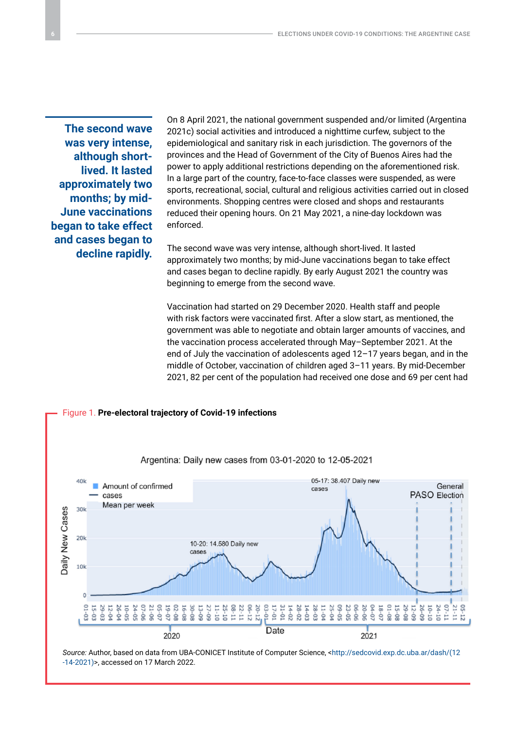> **The second wave was very intense, although short-lived. It lasted approximately two months; by mid-June vaccinations began to take effect and cases began to decline rapidly.**

On 8 April 2021, the national government suspended and/or limited (Argentina 2021c) social activities and introduced a nighttime curfew, subject to the epidemiological and sanitary risk in each jurisdiction. The governors of the provinces and the Head of Government of the City of Buenos Aires had the power to apply additional restrictions depending on the aforementioned risk. In a large part of the country, face-to-face classes were suspended, as were sports, recreational, social, cultural and religious activities carried out in closed environments. Shopping centres were closed and shops and restaurants reduced their opening hours. On 21 May 2021, a nine-day lockdown was enforced.

The second wave was very intense, although short-lived. It lasted approximately two months; by mid-June vaccinations began to take effect and cases began to decline rapidly. By early August 2021 the country was beginning to emerge from the second wave.

Vaccination had started on 29 December 2020. Health staff and people with risk factors were vaccinated first. After a slow start, as mentioned, the government was able to negotiate and obtain larger amounts of vaccines, and the vaccination process accelerated through May–September 2021. At the end of July the vaccination of adolescents aged 12–17 years began, and in the middle of October, vaccination of children aged 3–11 years. By mid-December 2021, 82 per cent of the population had received one dose and 69 per cent had

Figure 1. **Pre-electoral trajectory of Covid-19 infections**

*Source:* Author, based on data from UBA-CONICET Institute of Computer Science, <http://sedcovid.exp.dc.uba.ar/dash/(12-14-2021)>, accessed on 17 March 2022.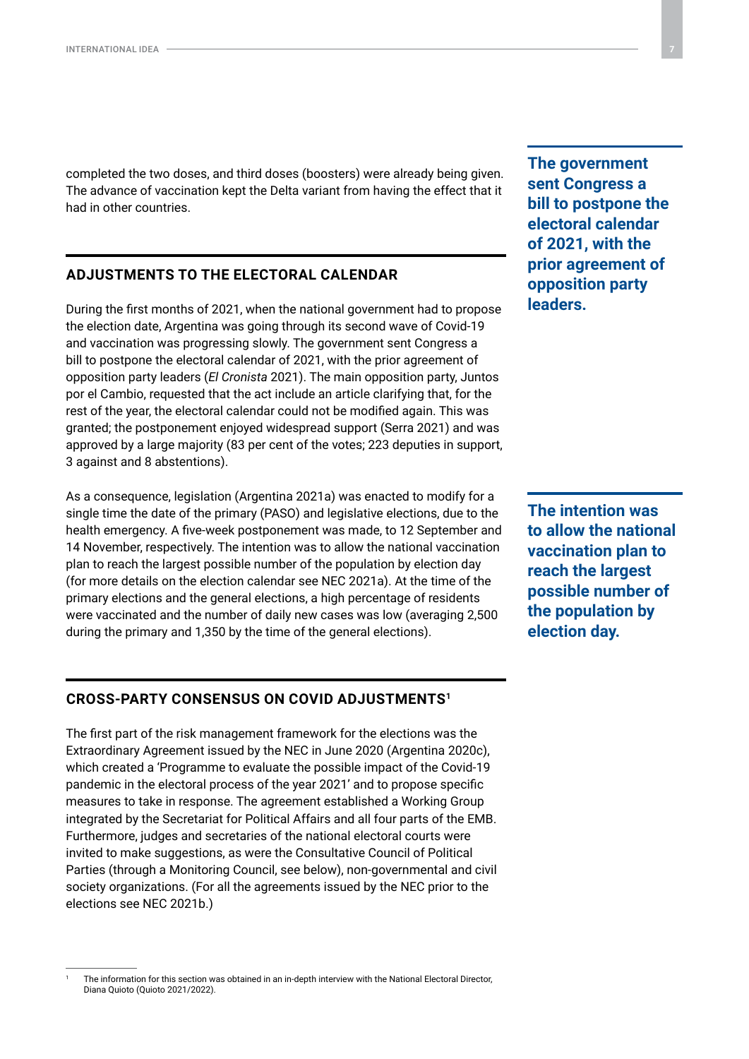completed the two doses, and third doses (boosters) were already being given. The advance of vaccination kept the Delta variant from having the effect that it had in other countries.

## ADJUSTMENTS TO THE ELECTORAL CALENDAR

During the first months of 2021, when the national government had to propose the election date, Argentina was going through its second wave of Covid-19 and vaccination was progressing slowly. The government sent Congress a bill to postpone the electoral calendar of 2021, with the prior agreement of opposition party leaders (*El Cronista* 2021). The main opposition party, Juntos por el Cambio, requested that the act include an article clarifying that, for the rest of the year, the electoral calendar could not be modified again. This was granted; the postponement enjoyed widespread support (Serra 2021) and was approved by a large majority (83 per cent of the votes; 223 deputies in support, 3 against and 8 abstentions).

**The government sent Congress a bill to postpone the electoral calendar of 2021, with the prior agreement of opposition party leaders.**

As a consequence, legislation (Argentina 2021a) was enacted to modify for a single time the date of the primary (PASO) and legislative elections, due to the health emergency. A five-week postponement was made, to 12 September and 14 November, respectively. The intention was to allow the national vaccination plan to reach the largest possible number of the population by election day (for more details on the election calendar see NEC 2021a). At the time of the primary elections and the general elections, a high percentage of residents were vaccinated and the number of daily new cases was low (averaging 2,500 during the primary and 1,350 by the time of the general elections).

**The intention was to allow the national vaccination plan to reach the largest possible number of the population by election day.**

## CROSS-PARTY CONSENSUS ON COVID ADJUSTMENTS[1]

The first part of the risk management framework for the elections was the Extraordinary Agreement issued by the NEC in June 2020 (Argentina 2020c), which created a 'Programme to evaluate the possible impact of the Covid-19 pandemic in the electoral process of the year 2021' and to propose specific measures to take in response. The agreement established a Working Group integrated by the Secretariat for Political Affairs and all four parts of the EMB. Furthermore, judges and secretaries of the national electoral courts were invited to make suggestions, as were the Consultative Council of Political Parties (through a Monitoring Council, see below), non-governmental and civil society organizations. (For all the agreements issued by the NEC prior to the elections see NEC 2021b.)

---

[1] The information for this section was obtained in an in-depth interview with the National Electoral Director, Diana Quioto (Quioto 2021/2022).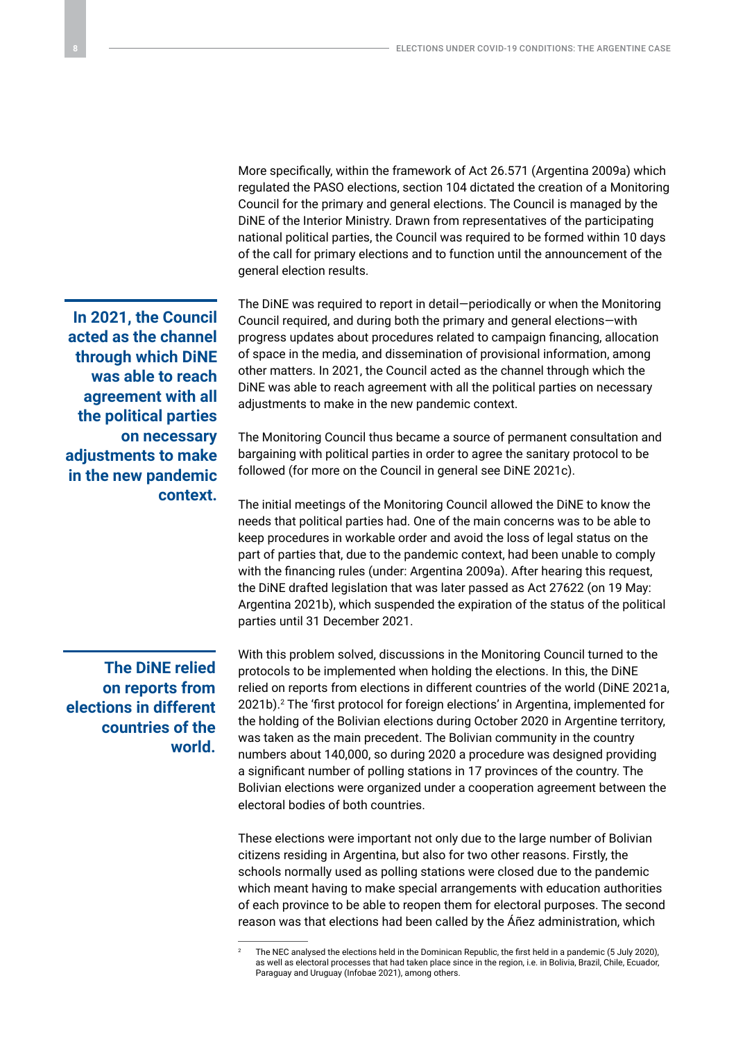More specifically, within the framework of Act 26.571 (Argentina 2009a) which regulated the PASO elections, section 104 dictated the creation of a Monitoring Council for the primary and general elections. The Council is managed by the DiNE of the Interior Ministry. Drawn from representatives of the participating national political parties, the Council was required to be formed within 10 days of the call for primary elections and to function until the announcement of the general election results.

**In 2021, the Council acted as the channel through which DiNE was able to reach agreement with all the political parties on necessary adjustments to make in the new pandemic context.**

The DiNE was required to report in detail—periodically or when the Monitoring Council required, and during both the primary and general elections—with progress updates about procedures related to campaign financing, allocation of space in the media, and dissemination of provisional information, among other matters. In 2021, the Council acted as the channel through which the DiNE was able to reach agreement with all the political parties on necessary adjustments to make in the new pandemic context.

The Monitoring Council thus became a source of permanent consultation and bargaining with political parties in order to agree the sanitary protocol to be followed (for more on the Council in general see DiNE 2021c).

The initial meetings of the Monitoring Council allowed the DiNE to know the needs that political parties had. One of the main concerns was to be able to keep procedures in workable order and avoid the loss of legal status on the part of parties that, due to the pandemic context, had been unable to comply with the financing rules (under: Argentina 2009a). After hearing this request, the DiNE drafted legislation that was later passed as Act 27622 (on 19 May: Argentina 2021b), which suspended the expiration of the status of the political parties until 31 December 2021.

**The DiNE relied on reports from elections in different countries of the world.**

With this problem solved, discussions in the Monitoring Council turned to the protocols to be implemented when holding the elections. In this, the DiNE relied on reports from elections in different countries of the world (DiNE 2021a, 2021b).[2] The 'first protocol for foreign elections' in Argentina, implemented for the holding of the Bolivian elections during October 2020 in Argentine territory, was taken as the main precedent. The Bolivian community in the country numbers about 140,000, so during 2020 a procedure was designed providing a significant number of polling stations in 17 provinces of the country. The Bolivian elections were organized under a cooperation agreement between the electoral bodies of both countries.

These elections were important not only due to the large number of Bolivian citizens residing in Argentina, but also for two other reasons. Firstly, the schools normally used as polling stations were closed due to the pandemic which meant having to make special arrangements with education authorities of each province to be able to reopen them for electoral purposes. The second reason was that elections had been called by the Áñez administration, which

[2] The NEC analysed the elections held in the Dominican Republic, the first held in a pandemic (5 July 2020), as well as electoral processes that had taken place since in the region, i.e. in Bolivia, Brazil, Chile, Ecuador, Paraguay and Uruguay (Infobae 2021), among others.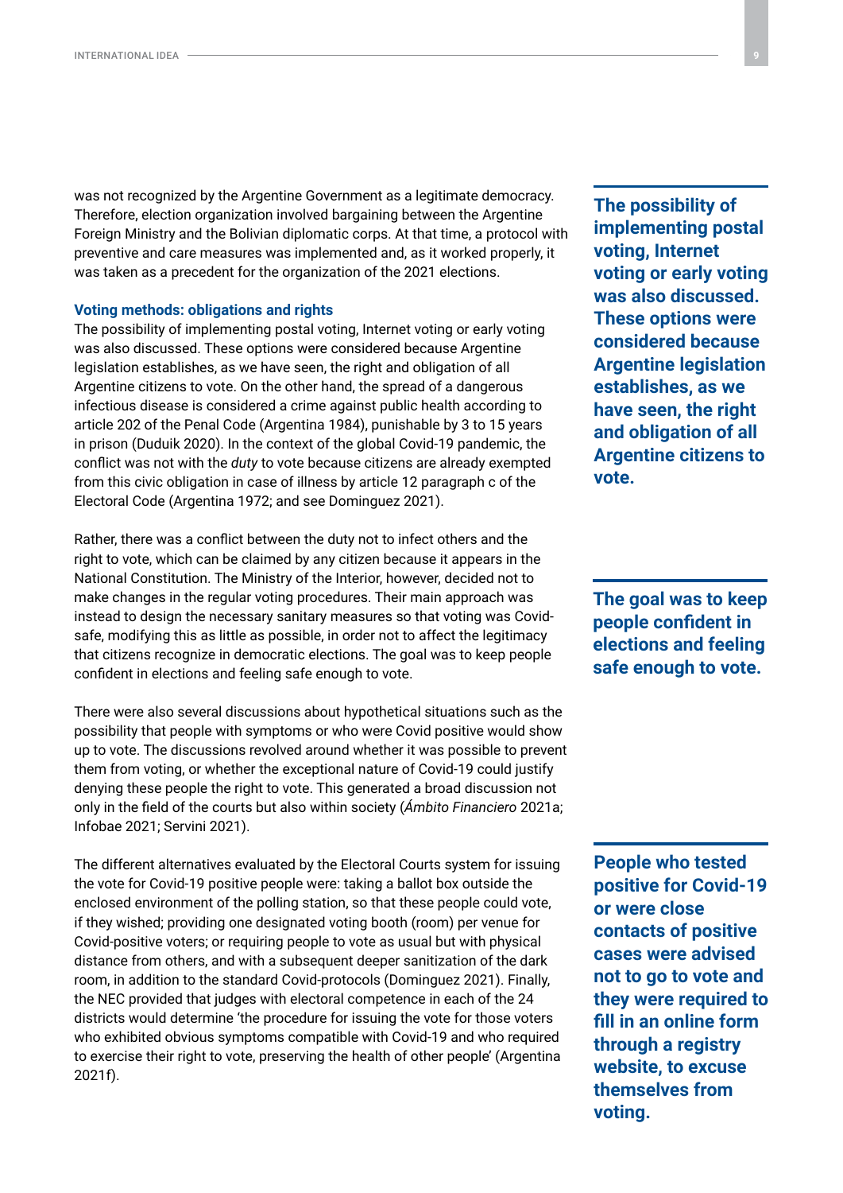was not recognized by the Argentine Government as a legitimate democracy. Therefore, election organization involved bargaining between the Argentine Foreign Ministry and the Bolivian diplomatic corps. At that time, a protocol with preventive and care measures was implemented and, as it worked properly, it was taken as a precedent for the organization of the 2021 elections.

### Voting methods: obligations and rights

The possibility of implementing postal voting, Internet voting or early voting was also discussed. These options were considered because Argentine legislation establishes, as we have seen, the right and obligation of all Argentine citizens to vote. On the other hand, the spread of a dangerous infectious disease is considered a crime against public health according to article 202 of the Penal Code (Argentina 1984), punishable by 3 to 15 years in prison (Duduik 2020). In the context of the global Covid-19 pandemic, the conflict was not with the *duty* to vote because citizens are already exempted from this civic obligation in case of illness by article 12 paragraph c of the Electoral Code (Argentina 1972; and see Dominguez 2021).

**The possibility of implementing postal voting, Internet voting or early voting was also discussed. These options were considered because Argentine legislation establishes, as we have seen, the right and obligation of all Argentine citizens to vote.**

Rather, there was a conflict between the duty not to infect others and the right to vote, which can be claimed by any citizen because it appears in the National Constitution. The Ministry of the Interior, however, decided not to make changes in the regular voting procedures. Their main approach was instead to design the necessary sanitary measures so that voting was Covid-safe, modifying this as little as possible, in order not to affect the legitimacy that citizens recognize in democratic elections. The goal was to keep people confident in elections and feeling safe enough to vote.

**The goal was to keep people confident in elections and feeling safe enough to vote.**

There were also several discussions about hypothetical situations such as the possibility that people with symptoms or who were Covid positive would show up to vote. The discussions revolved around whether it was possible to prevent them from voting, or whether the exceptional nature of Covid-19 could justify denying these people the right to vote. This generated a broad discussion not only in the field of the courts but also within society (*Ámbito Financiero* 2021a; Infobae 2021; Servini 2021).

The different alternatives evaluated by the Electoral Courts system for issuing the vote for Covid-19 positive people were: taking a ballot box outside the enclosed environment of the polling station, so that these people could vote, if they wished; providing one designated voting booth (room) per venue for Covid-positive voters; or requiring people to vote as usual but with physical distance from others, and with a subsequent deeper sanitization of the dark room, in addition to the standard Covid-protocols (Dominguez 2021). Finally, the NEC provided that judges with electoral competence in each of the 24 districts would determine 'the procedure for issuing the vote for those voters who exhibited obvious symptoms compatible with Covid-19 and who required to exercise their right to vote, preserving the health of other people' (Argentina 2021f).

**People who tested positive for Covid-19 or were close contacts of positive cases were advised not to go to vote and they were required to fill in an online form through a registry website, to excuse themselves from voting.**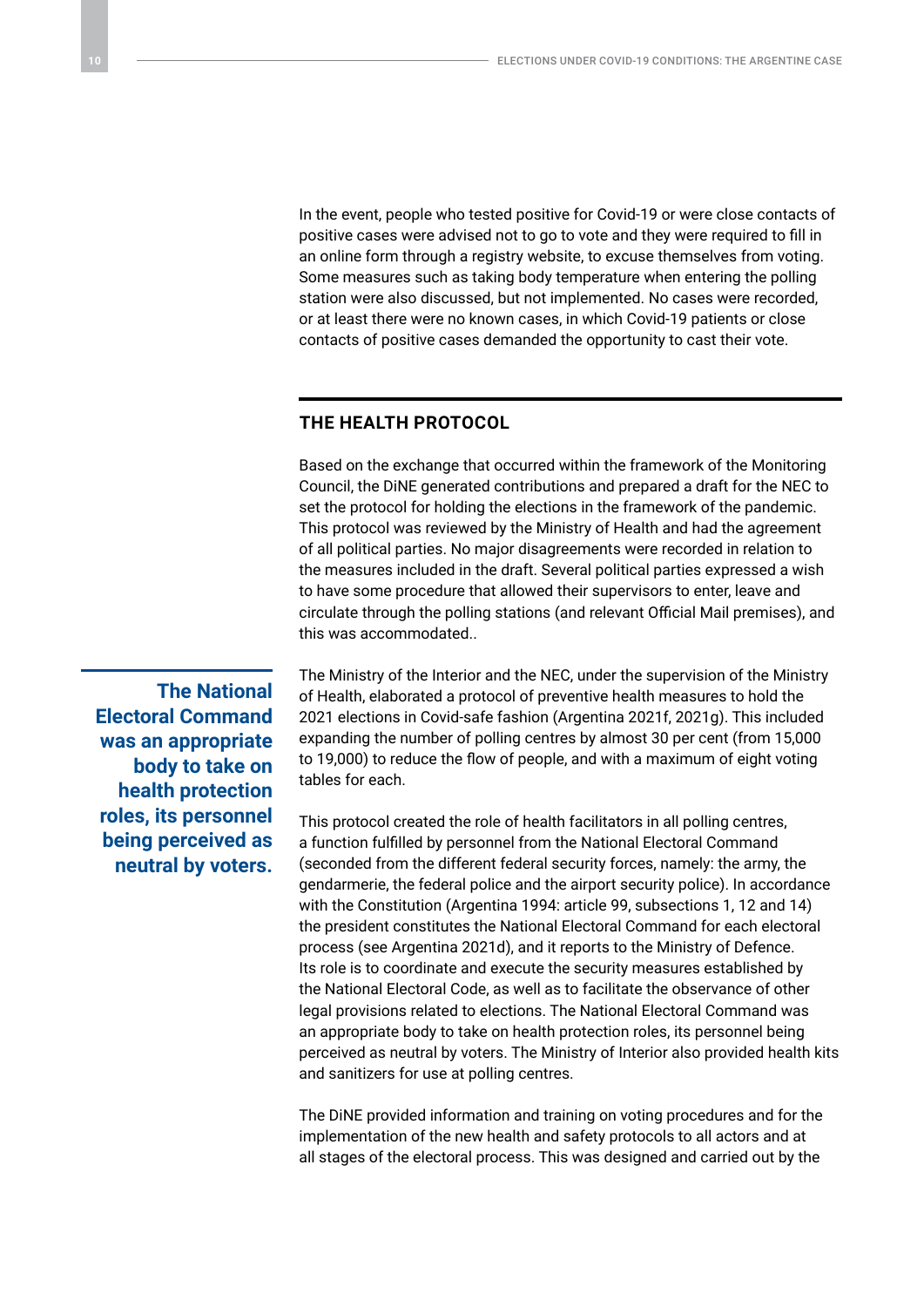In the event, people who tested positive for Covid-19 or were close contacts of positive cases were advised not to go to vote and they were required to fill in an online form through a registry website, to excuse themselves from voting. Some measures such as taking body temperature when entering the polling station were also discussed, but not implemented. No cases were recorded, or at least there were no known cases, in which Covid-19 patients or close contacts of positive cases demanded the opportunity to cast their vote.

## THE HEALTH PROTOCOL

Based on the exchange that occurred within the framework of the Monitoring Council, the DiNE generated contributions and prepared a draft for the NEC to set the protocol for holding the elections in the framework of the pandemic. This protocol was reviewed by the Ministry of Health and had the agreement of all political parties. No major disagreements were recorded in relation to the measures included in the draft. Several political parties expressed a wish to have some procedure that allowed their supervisors to enter, leave and circulate through the polling stations (and relevant Official Mail premises), and this was accommodated..

**The National Electoral Command was an appropriate body to take on health protection roles, its personnel being perceived as neutral by voters.**

The Ministry of the Interior and the NEC, under the supervision of the Ministry of Health, elaborated a protocol of preventive health measures to hold the 2021 elections in Covid-safe fashion (Argentina 2021f, 2021g). This included expanding the number of polling centres by almost 30 per cent (from 15,000 to 19,000) to reduce the flow of people, and with a maximum of eight voting tables for each.

This protocol created the role of health facilitators in all polling centres, a function fulfilled by personnel from the National Electoral Command (seconded from the different federal security forces, namely: the army, the gendarmerie, the federal police and the airport security police). In accordance with the Constitution (Argentina 1994: article 99, subsections 1, 12 and 14) the president constitutes the National Electoral Command for each electoral process (see Argentina 2021d), and it reports to the Ministry of Defence. Its role is to coordinate and execute the security measures established by the National Electoral Code, as well as to facilitate the observance of other legal provisions related to elections. The National Electoral Command was an appropriate body to take on health protection roles, its personnel being perceived as neutral by voters. The Ministry of Interior also provided health kits and sanitizers for use at polling centres.

The DiNE provided information and training on voting procedures and for the implementation of the new health and safety protocols to all actors and at all stages of the electoral process. This was designed and carried out by the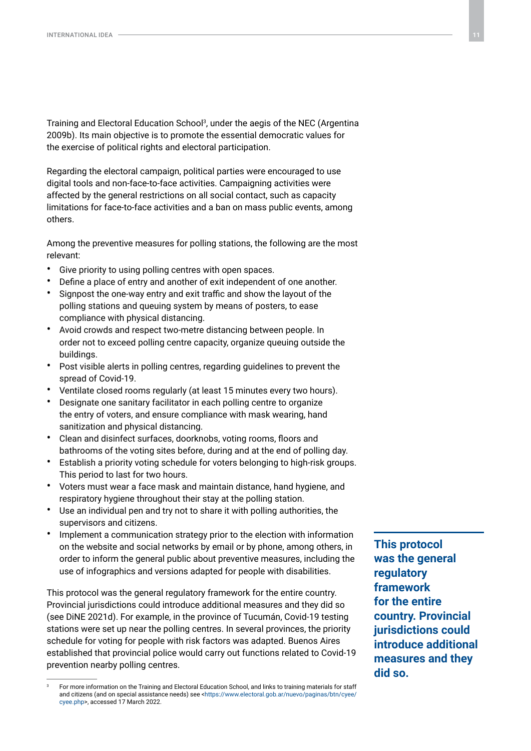Training and Electoral Education School[3], under the aegis of the NEC (Argentina 2009b). Its main objective is to promote the essential democratic values for the exercise of political rights and electoral participation.

Regarding the electoral campaign, political parties were encouraged to use digital tools and non-face-to-face activities. Campaigning activities were affected by the general restrictions on all social contact, such as capacity limitations for face-to-face activities and a ban on mass public events, among others.

Among the preventive measures for polling stations, the following are the most relevant:

- Give priority to using polling centres with open spaces.
- Define a place of entry and another of exit independent of one another.
- Signpost the one-way entry and exit traffic and show the layout of the polling stations and queuing system by means of posters, to ease compliance with physical distancing.
- Avoid crowds and respect two-metre distancing between people. In order not to exceed polling centre capacity, organize queuing outside the buildings.
- Post visible alerts in polling centres, regarding guidelines to prevent the spread of Covid-19.
- Ventilate closed rooms regularly (at least 15 minutes every two hours).
- Designate one sanitary facilitator in each polling centre to organize the entry of voters, and ensure compliance with mask wearing, hand sanitization and physical distancing.
- Clean and disinfect surfaces, doorknobs, voting rooms, floors and bathrooms of the voting sites before, during and at the end of polling day.
- Establish a priority voting schedule for voters belonging to high-risk groups. This period to last for two hours.
- Voters must wear a face mask and maintain distance, hand hygiene, and respiratory hygiene throughout their stay at the polling station.
- Use an individual pen and try not to share it with polling authorities, the supervisors and citizens.
- Implement a communication strategy prior to the election with information on the website and social networks by email or by phone, among others, in order to inform the general public about preventive measures, including the use of infographics and versions adapted for people with disabilities.

This protocol was the general regulatory framework for the entire country. Provincial jurisdictions could introduce additional measures and they did so (see DiNE 2021d). For example, in the province of Tucumán, Covid-19 testing stations were set up near the polling centres. In several provinces, the priority schedule for voting for people with risk factors was adapted. Buenos Aires established that provincial police would carry out functions related to Covid-19 prevention nearby polling centres.

**This protocol was the general regulatory framework for the entire country. Provincial jurisdictions could introduce additional measures and they did so.**

[3] For more information on the Training and Electoral Education School, and links to training materials for staff and citizens (and on special assistance needs) see <https://www.electoral.gob.ar/nuevo/paginas/btn/cyee/cyee.php>, accessed 17 March 2022.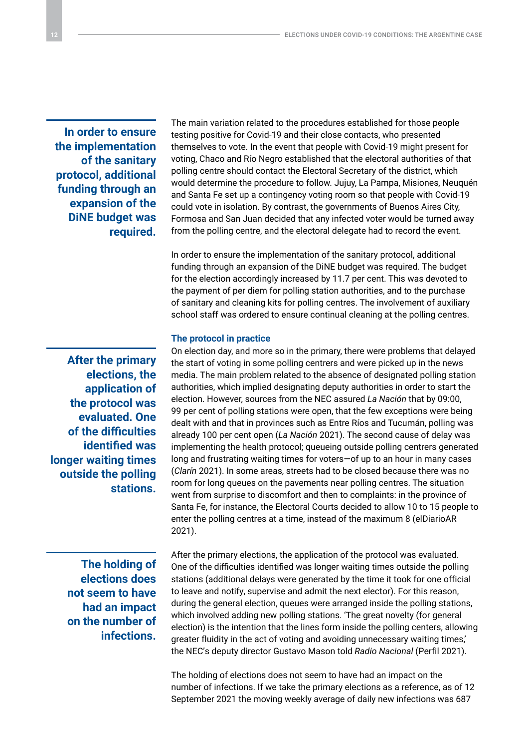> **In order to ensure the implementation of the sanitary protocol, additional funding through an expansion of the DiNE budget was required.**

The main variation related to the procedures established for those people testing positive for Covid-19 and their close contacts, who presented themselves to vote. In the event that people with Covid-19 might present for voting, Chaco and Río Negro established that the electoral authorities of that polling centre should contact the Electoral Secretary of the district, which would determine the procedure to follow. Jujuy, La Pampa, Misiones, Neuquén and Santa Fe set up a contingency voting room so that people with Covid-19 could vote in isolation. By contrast, the governments of Buenos Aires City, Formosa and San Juan decided that any infected voter would be turned away from the polling centre, and the electoral delegate had to record the event.

In order to ensure the implementation of the sanitary protocol, additional funding through an expansion of the DiNE budget was required. The budget for the election accordingly increased by 11.7 per cent. This was devoted to the payment of per diem for polling station authorities, and to the purchase of sanitary and cleaning kits for polling centres. The involvement of auxiliary school staff was ordered to ensure continual cleaning at the polling centres.

### The protocol in practice

> **After the primary elections, the application of the protocol was evaluated. One of the difficulties identified was longer waiting times outside the polling stations.**

On election day, and more so in the primary, there were problems that delayed the start of voting in some polling centrers and were picked up in the news media. The main problem related to the absence of designated polling station authorities, which implied designating deputy authorities in order to start the election. However, sources from the NEC assured *La Nación* that by 09:00, 99 per cent of polling stations were open, that the few exceptions were being dealt with and that in provinces such as Entre Ríos and Tucumán, polling was already 100 per cent open (*La Nación* 2021). The second cause of delay was implementing the health protocol; queueing outside polling centrers generated long and frustrating waiting times for voters—of up to an hour in many cases (*Clarín* 2021). In some areas, streets had to be closed because there was no room for long queues on the pavements near polling centres. The situation went from surprise to discomfort and then to complaints: in the province of Santa Fe, for instance, the Electoral Courts decided to allow 10 to 15 people to enter the polling centres at a time, instead of the maximum 8 (elDiarioAR 2021).

> **The holding of elections does not seem to have had an impact on the number of infections.**

After the primary elections, the application of the protocol was evaluated. One of the difficulties identified was longer waiting times outside the polling stations (additional delays were generated by the time it took for one official to leave and notify, supervise and admit the next elector). For this reason, during the general election, queues were arranged inside the polling stations, which involved adding new polling stations. 'The great novelty (for general election) is the intention that the lines form inside the polling centers, allowing greater fluidity in the act of voting and avoiding unnecessary waiting times,' the NEC's deputy director Gustavo Mason told *Radio Nacional* (Perfil 2021).

The holding of elections does not seem to have had an impact on the number of infections. If we take the primary elections as a reference, as of 12 September 2021 the moving weekly average of daily new infections was 687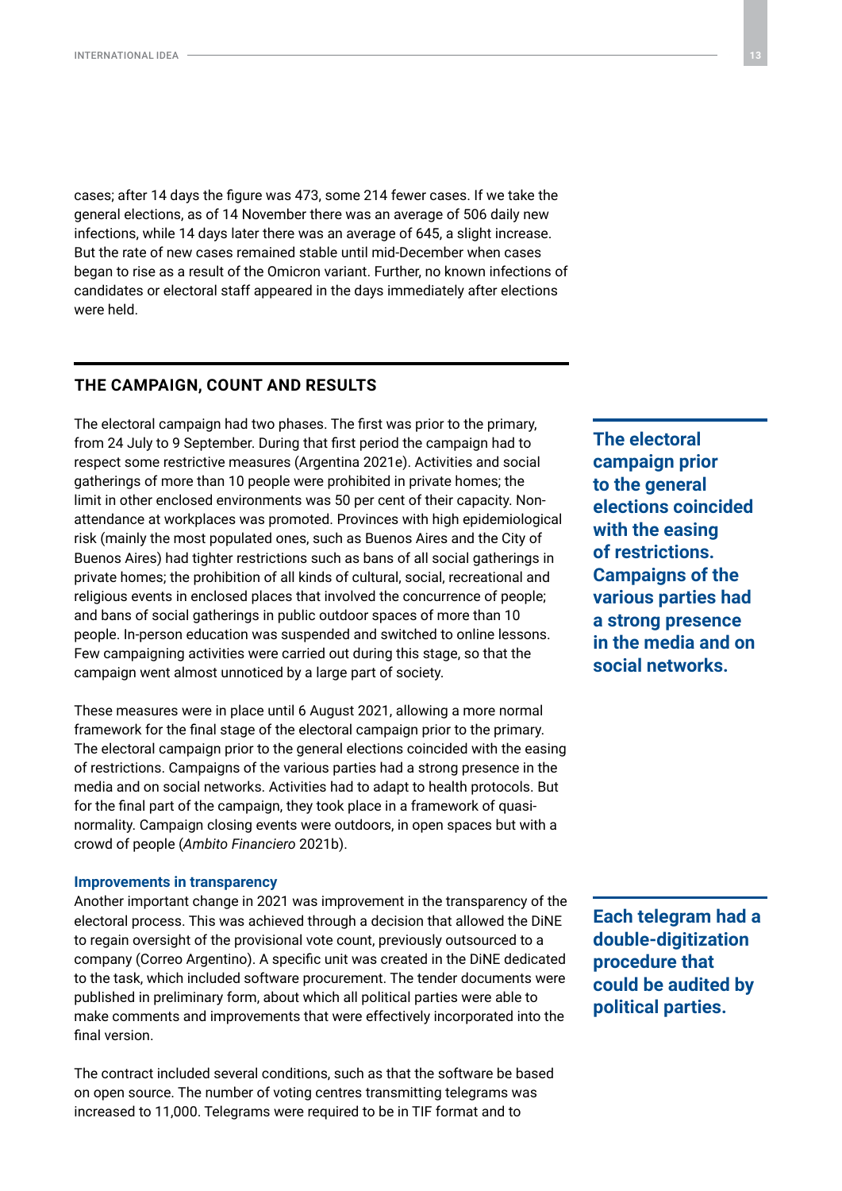cases; after 14 days the figure was 473, some 214 fewer cases. If we take the general elections, as of 14 November there was an average of 506 daily new infections, while 14 days later there was an average of 645, a slight increase. But the rate of new cases remained stable until mid-December when cases began to rise as a result of the Omicron variant. Further, no known infections of candidates or electoral staff appeared in the days immediately after elections were held.

## THE CAMPAIGN, COUNT AND RESULTS

The electoral campaign had two phases. The first was prior to the primary, from 24 July to 9 September. During that first period the campaign had to respect some restrictive measures (Argentina 2021e). Activities and social gatherings of more than 10 people were prohibited in private homes; the limit in other enclosed environments was 50 per cent of their capacity. Non-attendance at workplaces was promoted. Provinces with high epidemiological risk (mainly the most populated ones, such as Buenos Aires and the City of Buenos Aires) had tighter restrictions such as bans of all social gatherings in private homes; the prohibition of all kinds of cultural, social, recreational and religious events in enclosed places that involved the concurrence of people; and bans of social gatherings in public outdoor spaces of more than 10 people. In-person education was suspended and switched to online lessons. Few campaigning activities were carried out during this stage, so that the campaign went almost unnoticed by a large part of society.

**The electoral campaign prior to the general elections coincided with the easing of restrictions. Campaigns of the various parties had a strong presence in the media and on social networks.**

These measures were in place until 6 August 2021, allowing a more normal framework for the final stage of the electoral campaign prior to the primary. The electoral campaign prior to the general elections coincided with the easing of restrictions. Campaigns of the various parties had a strong presence in the media and on social networks. Activities had to adapt to health protocols. But for the final part of the campaign, they took place in a framework of quasi-normality. Campaign closing events were outdoors, in open spaces but with a crowd of people (*Ambito Financiero* 2021b).

### Improvements in transparency

Another important change in 2021 was improvement in the transparency of the electoral process. This was achieved through a decision that allowed the DiNE to regain oversight of the provisional vote count, previously outsourced to a company (Correo Argentino). A specific unit was created in the DiNE dedicated to the task, which included software procurement. The tender documents were published in preliminary form, about which all political parties were able to make comments and improvements that were effectively incorporated into the final version.

**Each telegram had a double-digitization procedure that could be audited by political parties.**

The contract included several conditions, such as that the software be based on open source. The number of voting centres transmitting telegrams was increased to 11,000. Telegrams were required to be in TIF format and to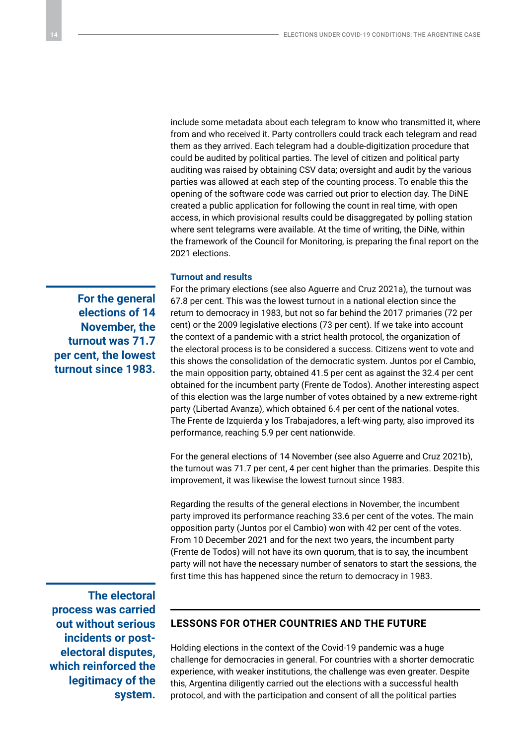include some metadata about each telegram to know who transmitted it, where from and who received it. Party controllers could track each telegram and read them as they arrived. Each telegram had a double-digitization procedure that could be audited by political parties. The level of citizen and political party auditing was raised by obtaining CSV data; oversight and audit by the various parties was allowed at each step of the counting process. To enable this the opening of the software code was carried out prior to election day. The DiNE created a public application for following the count in real time, with open access, in which provisional results could be disaggregated by polling station where sent telegrams were available. At the time of writing, the DiNe, within the framework of the Council for Monitoring, is preparing the final report on the 2021 elections.

### Turnout and results

> **For the general elections of 14 November, the turnout was 71.7 per cent, the lowest turnout since 1983.**

For the primary elections (see also Aguerre and Cruz 2021a), the turnout was 67.8 per cent. This was the lowest turnout in a national election since the return to democracy in 1983, but not so far behind the 2017 primaries (72 per cent) or the 2009 legislative elections (73 per cent). If we take into account the context of a pandemic with a strict health protocol, the organization of the electoral process is to be considered a success. Citizens went to vote and this shows the consolidation of the democratic system. Juntos por el Cambio, the main opposition party, obtained 41.5 per cent as against the 32.4 per cent obtained for the incumbent party (Frente de Todos). Another interesting aspect of this election was the large number of votes obtained by a new extreme-right party (Libertad Avanza), which obtained 6.4 per cent of the national votes. The Frente de Izquierda y los Trabajadores, a left-wing party, also improved its performance, reaching 5.9 per cent nationwide.

For the general elections of 14 November (see also Aguerre and Cruz 2021b), the turnout was 71.7 per cent, 4 per cent higher than the primaries. Despite this improvement, it was likewise the lowest turnout since 1983.

Regarding the results of the general elections in November, the incumbent party improved its performance reaching 33.6 per cent of the votes. The main opposition party (Juntos por el Cambio) won with 42 per cent of the votes. From 10 December 2021 and for the next two years, the incumbent party (Frente de Todos) will not have its own quorum, that is to say, the incumbent party will not have the necessary number of senators to start the sessions, the first time this has happened since the return to democracy in 1983.

> **The electoral process was carried out without serious incidents or post-electoral disputes, which reinforced the legitimacy of the system.**

## LESSONS FOR OTHER COUNTRIES AND THE FUTURE

Holding elections in the context of the Covid-19 pandemic was a huge challenge for democracies in general. For countries with a shorter democratic experience, with weaker institutions, the challenge was even greater. Despite this, Argentina diligently carried out the elections with a successful health protocol, and with the participation and consent of all the political parties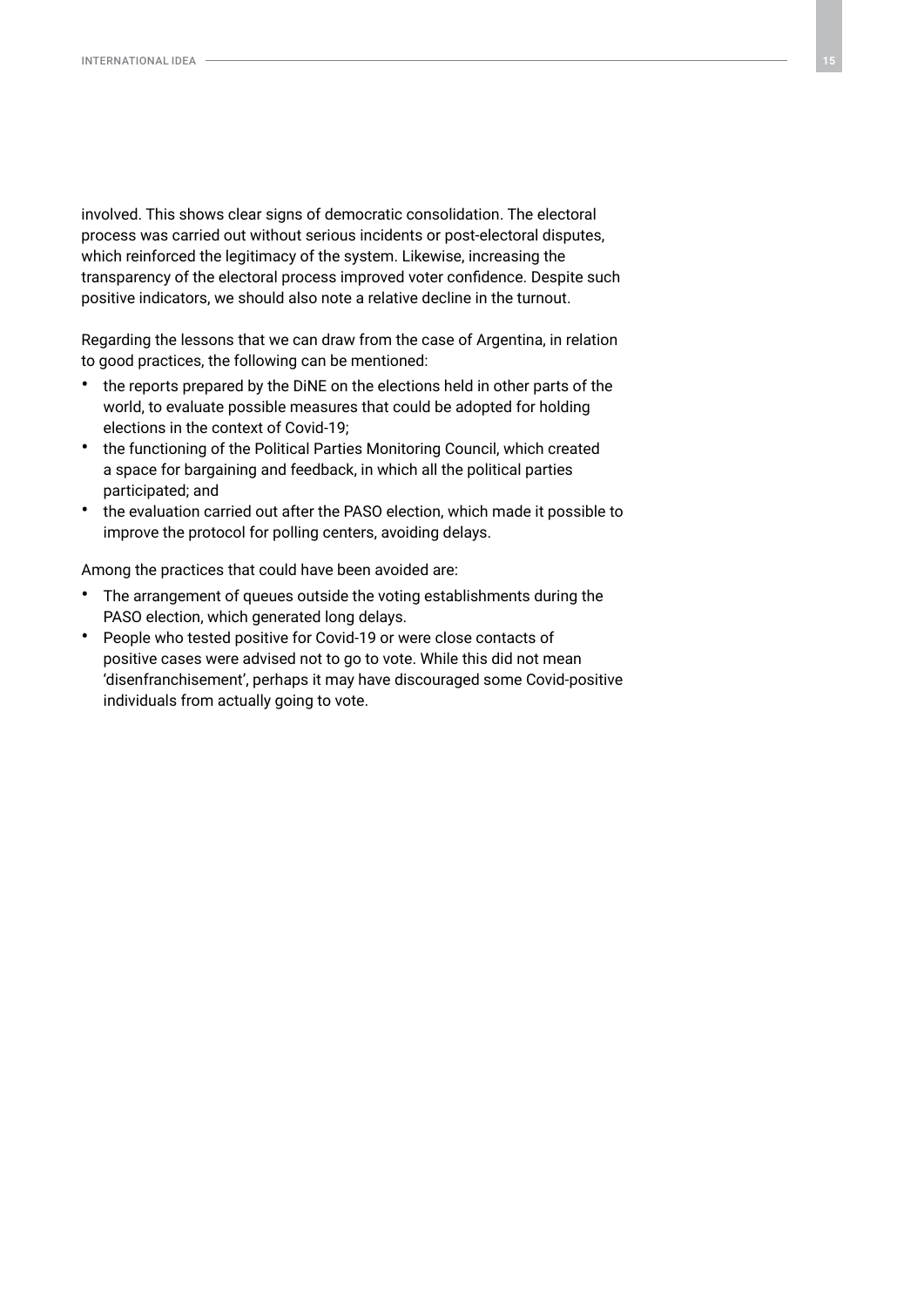involved. This shows clear signs of democratic consolidation. The electoral process was carried out without serious incidents or post-electoral disputes, which reinforced the legitimacy of the system. Likewise, increasing the transparency of the electoral process improved voter confidence. Despite such positive indicators, we should also note a relative decline in the turnout.

Regarding the lessons that we can draw from the case of Argentina, in relation to good practices, the following can be mentioned:

- the reports prepared by the DiNE on the elections held in other parts of the world, to evaluate possible measures that could be adopted for holding elections in the context of Covid-19;
- the functioning of the Political Parties Monitoring Council, which created a space for bargaining and feedback, in which all the political parties participated; and
- the evaluation carried out after the PASO election, which made it possible to improve the protocol for polling centers, avoiding delays.

Among the practices that could have been avoided are:

- The arrangement of queues outside the voting establishments during the PASO election, which generated long delays.
- People who tested positive for Covid-19 or were close contacts of positive cases were advised not to go to vote. While this did not mean 'disenfranchisement', perhaps it may have discouraged some Covid-positive individuals from actually going to vote.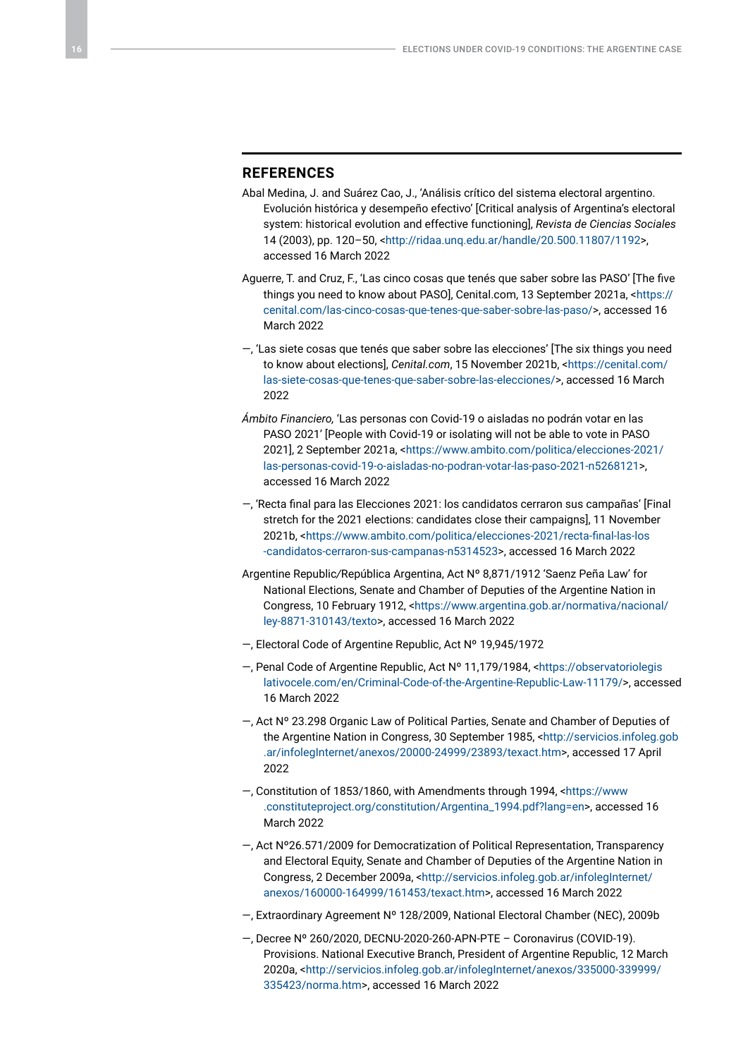## REFERENCES

Abal Medina, J. and Suárez Cao, J., 'Análisis crítico del sistema electoral argentino. Evolución histórica y desempeño efectivo' [Critical analysis of Argentina's electoral system: historical evolution and effective functioning], *Revista de Ciencias Sociales* 14 (2003), pp. 120–50, <http://ridaa.unq.edu.ar/handle/20.500.11807/1192>, accessed 16 March 2022

Aguerre, T. and Cruz, F., 'Las cinco cosas que tenés que saber sobre las PASO' [The five things you need to know about PASO], Cenital.com, 13 September 2021a, <https://cenital.com/las-cinco-cosas-que-tenes-que-saber-sobre-las-paso/>, accessed 16 March 2022

—, 'Las siete cosas que tenés que saber sobre las elecciones' [The six things you need to know about elections], *Cenital.com*, 15 November 2021b, <https://cenital.com/las-siete-cosas-que-tenes-que-saber-sobre-las-elecciones/>, accessed 16 March 2022

*Ámbito Financiero,* 'Las personas con Covid-19 o aisladas no podrán votar en las PASO 2021' [People with Covid-19 or isolating will not be able to vote in PASO 2021], 2 September 2021a, <https://www.ambito.com/politica/elecciones-2021/las-personas-covid-19-o-aisladas-no-podran-votar-las-paso-2021-n5268121>, accessed 16 March 2022

—, 'Recta final para las Elecciones 2021: los candidatos cerraron sus campañas' [Final stretch for the 2021 elections: candidates close their campaigns], 11 November 2021b, <https://www.ambito.com/politica/elecciones-2021/recta-final-las-los-candidatos-cerraron-sus-campanas-n5314523>, accessed 16 March 2022

Argentine Republic/República Argentina, Act Nº 8,871/1912 'Saenz Peña Law' for National Elections, Senate and Chamber of Deputies of the Argentine Nation in Congress, 10 February 1912, <https://www.argentina.gob.ar/normativa/nacional/ley-8871-310143/texto>, accessed 16 March 2022

—, Electoral Code of Argentine Republic, Act Nº 19,945/1972

—, Penal Code of Argentine Republic, Act Nº 11,179/1984, <https://observatoriolegislativocele.com/en/Criminal-Code-of-the-Argentine-Republic-Law-11179/>, accessed 16 March 2022

—, Act Nº 23.298 Organic Law of Political Parties, Senate and Chamber of Deputies of the Argentine Nation in Congress, 30 September 1985, <http://servicios.infoleg.gob.ar/infolegInternet/anexos/20000-24999/23893/texact.htm>, accessed 17 April 2022

—, Constitution of 1853/1860, with Amendments through 1994, <https://www.constituteproject.org/constitution/Argentina_1994.pdf?lang=en>, accessed 16 March 2022

—, Act Nº26.571/2009 for Democratization of Political Representation, Transparency and Electoral Equity, Senate and Chamber of Deputies of the Argentine Nation in Congress, 2 December 2009a, <http://servicios.infoleg.gob.ar/infolegInternet/anexos/160000-164999/161453/texact.htm>, accessed 16 March 2022

—, Extraordinary Agreement Nº 128/2009, National Electoral Chamber (NEC), 2009b

—, Decree Nº 260/2020, DECNU-2020-260-APN-PTE – Coronavirus (COVID-19). Provisions. National Executive Branch, President of Argentine Republic, 12 March 2020a, <http://servicios.infoleg.gob.ar/infolegInternet/anexos/335000-339999/335423/norma.htm>, accessed 16 March 2022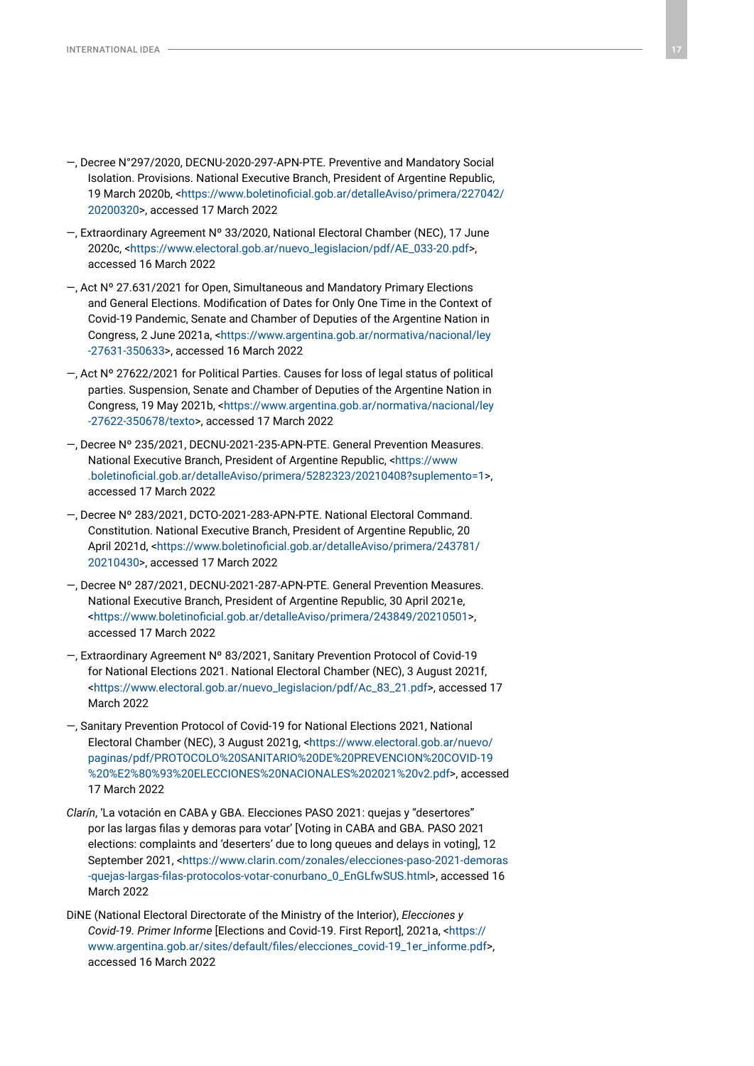—, Decree N°297/2020, DECNU-2020-297-APN-PTE. Preventive and Mandatory Social Isolation. Provisions. National Executive Branch, President of Argentine Republic, 19 March 2020b, <https://www.boletinoficial.gob.ar/detalleAviso/primera/227042/20200320>, accessed 17 March 2022

—, Extraordinary Agreement Nº 33/2020, National Electoral Chamber (NEC), 17 June 2020c, <https://www.electoral.gob.ar/nuevo_legislacion/pdf/AE_033-20.pdf>, accessed 16 March 2022

—, Act Nº 27.631/2021 for Open, Simultaneous and Mandatory Primary Elections and General Elections. Modification of Dates for Only One Time in the Context of Covid-19 Pandemic, Senate and Chamber of Deputies of the Argentine Nation in Congress, 2 June 2021a, <https://www.argentina.gob.ar/normativa/nacional/ley-27631-350633>, accessed 16 March 2022

—, Act Nº 27622/2021 for Political Parties. Causes for loss of legal status of political parties. Suspension, Senate and Chamber of Deputies of the Argentine Nation in Congress, 19 May 2021b, <https://www.argentina.gob.ar/normativa/nacional/ley-27622-350678/texto>, accessed 17 March 2022

—, Decree Nº 235/2021, DECNU-2021-235-APN-PTE. General Prevention Measures. National Executive Branch, President of Argentine Republic, <https://www.boletinoficial.gob.ar/detalleAviso/primera/5282323/20210408?suplemento=1>, accessed 17 March 2022

—, Decree Nº 283/2021, DCTO-2021-283-APN-PTE. National Electoral Command. Constitution. National Executive Branch, President of Argentine Republic, 20 April 2021d, <https://www.boletinoficial.gob.ar/detalleAviso/primera/243781/20210430>, accessed 17 March 2022

—, Decree Nº 287/2021, DECNU-2021-287-APN-PTE. General Prevention Measures. National Executive Branch, President of Argentine Republic, 30 April 2021e, <https://www.boletinoficial.gob.ar/detalleAviso/primera/243849/20210501>, accessed 17 March 2022

—, Extraordinary Agreement Nº 83/2021, Sanitary Prevention Protocol of Covid-19 for National Elections 2021. National Electoral Chamber (NEC), 3 August 2021f, <https://www.electoral.gob.ar/nuevo_legislacion/pdf/Ac_83_21.pdf>, accessed 17 March 2022

—, Sanitary Prevention Protocol of Covid-19 for National Elections 2021, National Electoral Chamber (NEC), 3 August 2021g, <https://www.electoral.gob.ar/nuevo/paginas/pdf/PROTOCOLO%20SANITARIO%20DE%20PREVENCION%20COVID-19%20%E2%80%93%20ELECCIONES%20NACIONALES%202021%20v2.pdf>, accessed 17 March 2022

*Clarín*, 'La votación en CABA y GBA. Elecciones PASO 2021: quejas y "desertores" por las largas filas y demoras para votar' [Voting in CABA and GBA. PASO 2021 elections: complaints and 'deserters' due to long queues and delays in voting], 12 September 2021, <https://www.clarin.com/zonales/elecciones-paso-2021-demoras-quejas-largas-filas-protocolos-votar-conurbano_0_EnGLfwSUS.html>, accessed 16 March 2022

DiNE (National Electoral Directorate of the Ministry of the Interior), *Elecciones y Covid-19. Primer Informe* [Elections and Covid-19. First Report], 2021a, <https://www.argentina.gob.ar/sites/default/files/elecciones_covid-19_1er_informe.pdf>, accessed 16 March 2022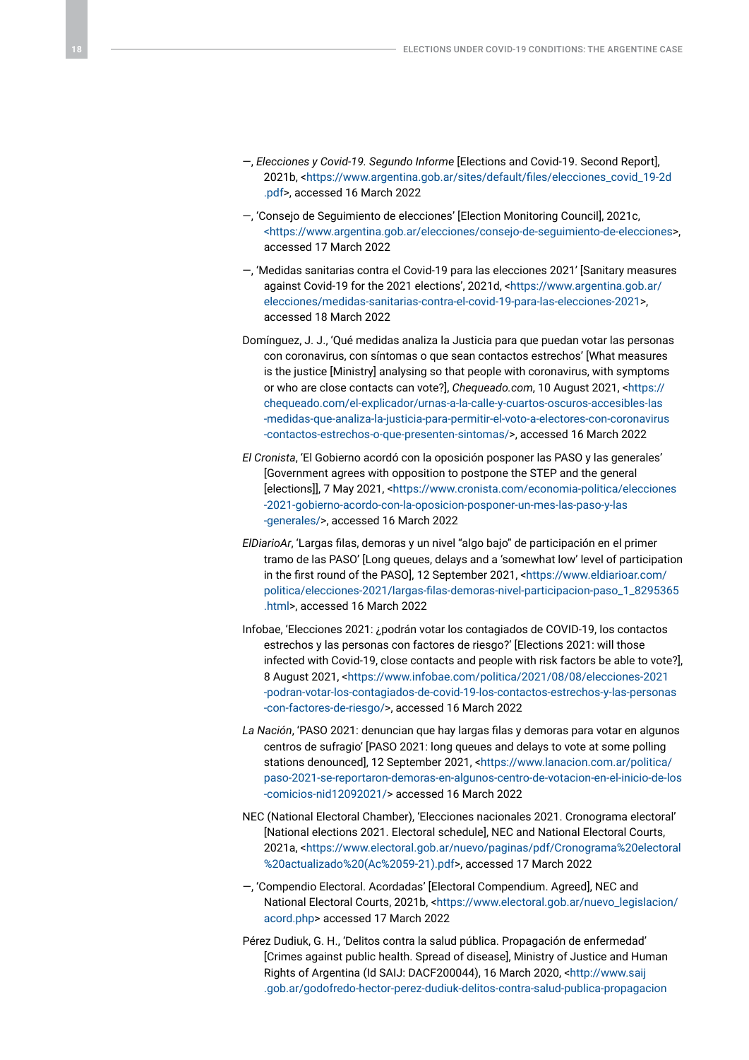—, *Elecciones y Covid-19. Segundo Informe* [Elections and Covid-19. Second Report], 2021b, <https://www.argentina.gob.ar/sites/default/files/elecciones_covid_19-2d.pdf>, accessed 16 March 2022

—, 'Consejo de Seguimiento de elecciones' [Election Monitoring Council], 2021c, <https://www.argentina.gob.ar/elecciones/consejo-de-seguimiento-de-elecciones>, accessed 17 March 2022

—, 'Medidas sanitarias contra el Covid-19 para las elecciones 2021' [Sanitary measures against Covid-19 for the 2021 elections', 2021d, <https://www.argentina.gob.ar/elecciones/medidas-sanitarias-contra-el-covid-19-para-las-elecciones-2021>, accessed 18 March 2022

Domínguez, J. J., 'Qué medidas analiza la Justicia para que puedan votar las personas con coronavirus, con síntomas o que sean contactos estrechos' [What measures is the justice [Ministry] analysing so that people with coronavirus, with symptoms or who are close contacts can vote?], *Chequeado.com*, 10 August 2021, <https://chequeado.com/el-explicador/urnas-a-la-calle-y-cuartos-oscuros-accesibles-las-medidas-que-analiza-la-justicia-para-permitir-el-voto-a-electores-con-coronavirus-contactos-estrechos-o-que-presenten-sintomas/>, accessed 16 March 2022

*El Cronista*, 'El Gobierno acordó con la oposición posponer las PASO y las generales' [Government agrees with opposition to postpone the STEP and the general [elections]], 7 May 2021, <https://www.cronista.com/economia-politica/elecciones-2021-gobierno-acordo-con-la-oposicion-posponer-un-mes-las-paso-y-las-generales/>, accessed 16 March 2022

*ElDiarioAr*, 'Largas filas, demoras y un nivel "algo bajo" de participación en el primer tramo de las PASO' [Long queues, delays and a 'somewhat low' level of participation in the first round of the PASO], 12 September 2021, <https://www.eldiarioar.com/politica/elecciones-2021/largas-filas-demoras-nivel-participacion-paso_1_8295365.html>, accessed 16 March 2022

Infobae, 'Elecciones 2021: ¿podrán votar los contagiados de COVID-19, los contactos estrechos y las personas con factores de riesgo?' [Elections 2021: will those infected with Covid-19, close contacts and people with risk factors be able to vote?], 8 August 2021, <https://www.infobae.com/politica/2021/08/08/elecciones-2021-podran-votar-los-contagiados-de-covid-19-los-contactos-estrechos-y-las-personas-con-factores-de-riesgo/>, accessed 16 March 2022

*La Nación*, 'PASO 2021: denuncian que hay largas filas y demoras para votar en algunos centros de sufragio' [PASO 2021: long queues and delays to vote at some polling stations denounced], 12 September 2021, <https://www.lanacion.com.ar/politica/paso-2021-se-reportaron-demoras-en-algunos-centro-de-votacion-en-el-inicio-de-los-comicios-nid12092021/> accessed 16 March 2022

NEC (National Electoral Chamber), 'Elecciones nacionales 2021. Cronograma electoral' [National elections 2021. Electoral schedule], NEC and National Electoral Courts, 2021a, <https://www.electoral.gob.ar/nuevo/paginas/pdf/Cronograma%20electoral%20actualizado%20(Ac%2059-21).pdf>, accessed 17 March 2022

—, 'Compendio Electoral. Acordadas' [Electoral Compendium. Agreed], NEC and National Electoral Courts, 2021b, <https://www.electoral.gob.ar/nuevo_legislacion/acord.php> accessed 17 March 2022

Pérez Dudiuk, G. H., 'Delitos contra la salud pública. Propagación de enfermedad' [Crimes against public health. Spread of disease], Ministry of Justice and Human Rights of Argentina (Id SAIJ: DACF200044), 16 March 2020, <http://www.saij.gob.ar/godofredo-hector-perez-dudiuk-delitos-contra-salud-publica-propagacion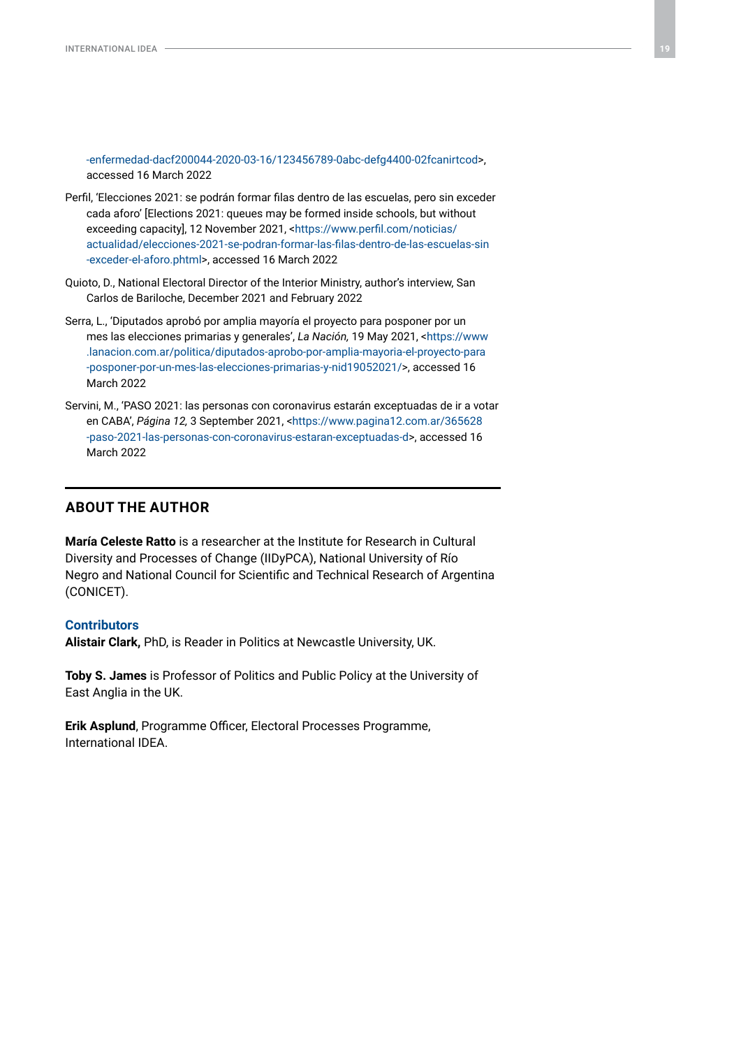-enfermedad-dacf200044-2020-03-16/123456789-0abc-defg4400-02fcanirtcod>, accessed 16 March 2022

Perfil, 'Elecciones 2021: se podrán formar filas dentro de las escuelas, pero sin exceder cada aforo' [Elections 2021: queues may be formed inside schools, but without exceeding capacity], 12 November 2021, <https://www.perfil.com/noticias/actualidad/elecciones-2021-se-podran-formar-las-filas-dentro-de-las-escuelas-sin-exceder-el-aforo.phtml>, accessed 16 March 2022

Quioto, D., National Electoral Director of the Interior Ministry, author's interview, San Carlos de Bariloche, December 2021 and February 2022

Serra, L., 'Diputados aprobó por amplia mayoría el proyecto para posponer por un mes las elecciones primarias y generales', *La Nación,* 19 May 2021, <https://www.lanacion.com.ar/politica/diputados-aprobo-por-amplia-mayoria-el-proyecto-para-posponer-por-un-mes-las-elecciones-primarias-y-nid19052021/>, accessed 16 March 2022

Servini, M., 'PASO 2021: las personas con coronavirus estarán exceptuadas de ir a votar en CABA', *Página 12,* 3 September 2021, <https://www.pagina12.com.ar/365628-paso-2021-las-personas-con-coronavirus-estaran-exceptuadas-d>, accessed 16 March 2022

## ABOUT THE AUTHOR

**María Celeste Ratto** is a researcher at the Institute for Research in Cultural Diversity and Processes of Change (IIDyPCA), National University of Río Negro and National Council for Scientific and Technical Research of Argentina (CONICET).

### Contributors

**Alistair Clark,** PhD, is Reader in Politics at Newcastle University, UK.

**Toby S. James** is Professor of Politics and Public Policy at the University of East Anglia in the UK.

**Erik Asplund**, Programme Officer, Electoral Processes Programme, International IDEA.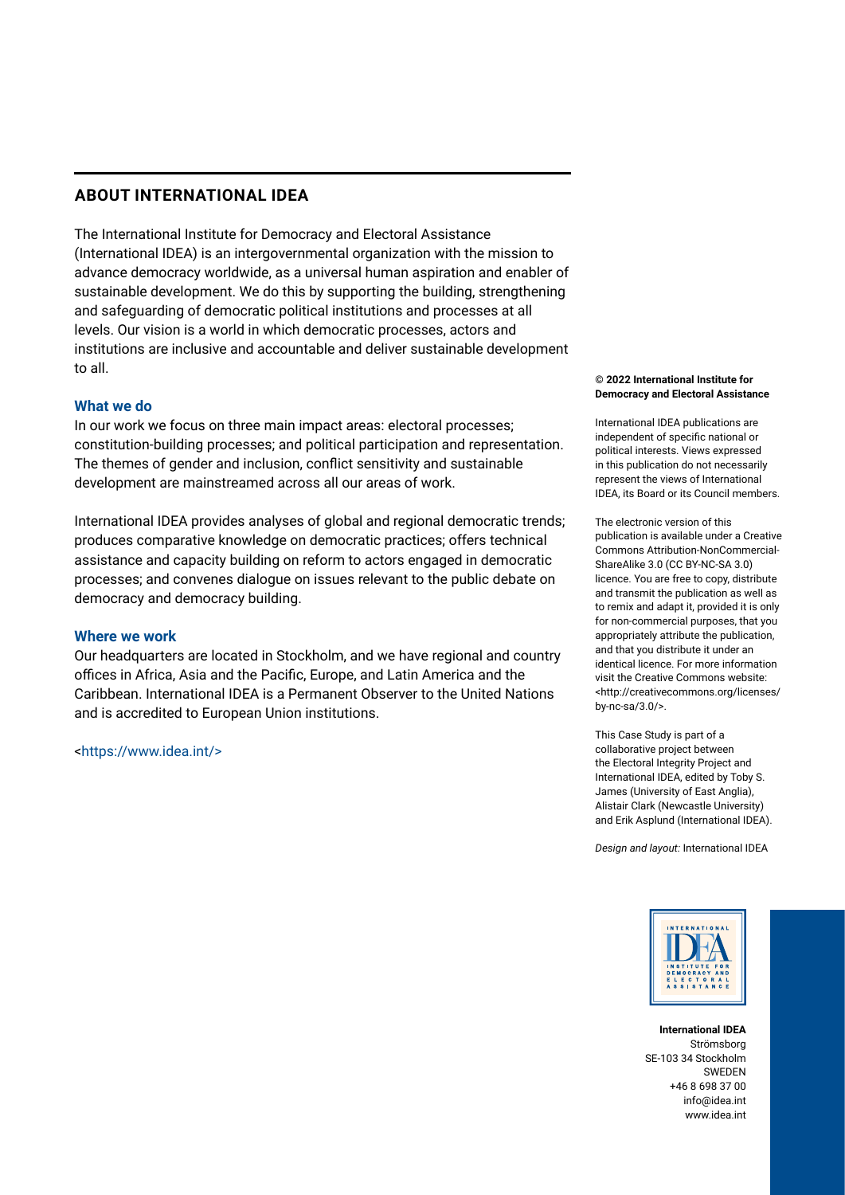## ABOUT INTERNATIONAL IDEA

The International Institute for Democracy and Electoral Assistance (International IDEA) is an intergovernmental organization with the mission to advance democracy worldwide, as a universal human aspiration and enabler of sustainable development. We do this by supporting the building, strengthening and safeguarding of democratic political institutions and processes at all levels. Our vision is a world in which democratic processes, actors and institutions are inclusive and accountable and deliver sustainable development to all.

### What we do

In our work we focus on three main impact areas: electoral processes; constitution-building processes; and political participation and representation. The themes of gender and inclusion, conflict sensitivity and sustainable development are mainstreamed across all our areas of work.

International IDEA provides analyses of global and regional democratic trends; produces comparative knowledge on democratic practices; offers technical assistance and capacity building on reform to actors engaged in democratic processes; and convenes dialogue on issues relevant to the public debate on democracy and democracy building.

### Where we work

Our headquarters are located in Stockholm, and we have regional and country offices in Africa, Asia and the Pacific, Europe, and Latin America and the Caribbean. International IDEA is a Permanent Observer to the United Nations and is accredited to European Union institutions.

<https://www.idea.int/>

**© 2022 International Institute for Democracy and Electoral Assistance**

International IDEA publications are independent of specific national or political interests. Views expressed in this publication do not necessarily represent the views of International IDEA, its Board or its Council members.

The electronic version of this publication is available under a Creative Commons Attribution-NonCommercial-ShareAlike 3.0 (CC BY-NC-SA 3.0) licence. You are free to copy, distribute and transmit the publication as well as to remix and adapt it, provided it is only for non-commercial purposes, that you appropriately attribute the publication, and that you distribute it under an identical licence. For more information visit the Creative Commons website: <http://creativecommons.org/licenses/by-nc-sa/3.0/>.

This Case Study is part of a collaborative project between the Electoral Integrity Project and International IDEA, edited by Toby S. James (University of East Anglia), Alistair Clark (Newcastle University) and Erik Asplund (International IDEA).

*Design and layout:* International IDEA

**International IDEA**
Strömsborg
SE-103 34 Stockholm
SWEDEN
+46 8 698 37 00
info@idea.int
www.idea.int